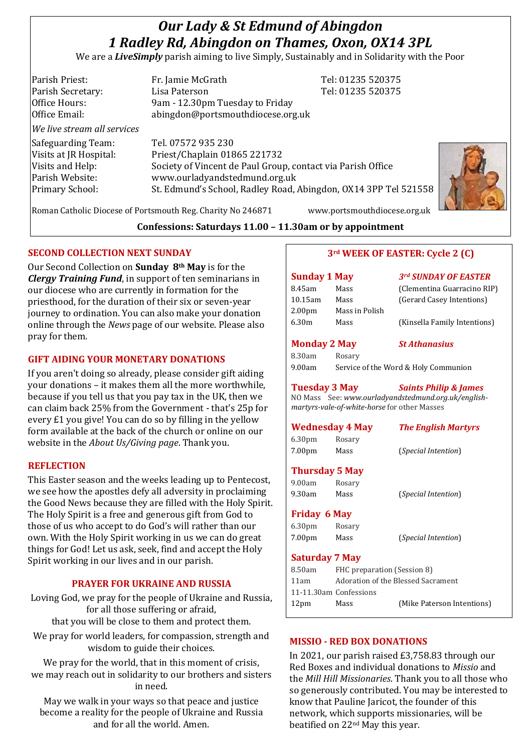# *Our Lady & St Edmund of Abingdon*
# *1 Radley Rd, Abingdon on Thames, Oxon, OX14 3PL*

We are a ***LiveSimply*** parish aiming to live Simply, Sustainably and in Solidarity with the Poor

| | | |
|---|---|---|
| Parish Priest: | Fr. Jamie McGrath | Tel: 01235 520375 |
| Parish Secretary: | Lisa Paterson | Tel: 01235 520375 |
| Office Hours: | 9am - 12.30pm Tuesday to Friday | |
| Office Email: | abingdon@portsmouthdiocese.org.uk | |

*We live stream all services*

| | |
|---|---|
| Safeguarding Team: | Tel. 07572 935 230 |
| Visits at JR Hospital: | Priest/Chaplain 01865 221732 |
| Visits and Help: | Society of Vincent de Paul Group, contact via Parish Office |
| Parish Website: | www.ourladyandstedmund.org.uk |
| Primary School: | St. Edmund's School, Radley Road, Abingdon, OX14 3PP Tel 521558 |

Roman Catholic Diocese of Portsmouth Reg. Charity No 246871 www.portsmouthdiocese.org.uk

**Confessions: Saturdays 11.00 – 11.30am or by appointment**

## SECOND COLLECTION NEXT SUNDAY

Our Second Collection on **Sunday 8th May** is for the ***Clergy Training Fund***, in support of ten seminarians in our diocese who are currently in formation for the priesthood, for the duration of their six or seven-year journey to ordination. You can also make your donation online through the *News* page of our website. Please also pray for them.

## GIFT AIDING YOUR MONETARY DONATIONS

If you aren't doing so already, please consider gift aiding your donations – it makes them all the more worthwhile, because if you tell us that you pay tax in the UK, then we can claim back 25% from the Government - that's 25p for every £1 you give! You can do so by filling in the yellow form available at the back of the church or online on our website in the *About Us/Giving page*. Thank you.

## REFLECTION

This Easter season and the weeks leading up to Pentecost, we see how the apostles defy all adversity in proclaiming the Good News because they are filled with the Holy Spirit. The Holy Spirit is a free and generous gift from God to those of us who accept to do God's will rather than our own. With the Holy Spirit working in us we can do great things for God! Let us ask, seek, find and accept the Holy Spirit working in our lives and in our parish.

## PRAYER FOR UKRAINE AND RUSSIA

Loving God, we pray for the people of Ukraine and Russia, for all those suffering or afraid, that you will be close to them and protect them.

We pray for world leaders, for compassion, strength and wisdom to guide their choices.

We pray for the world, that in this moment of crisis, we may reach out in solidarity to our brothers and sisters in need.

May we walk in your ways so that peace and justice become a reality for the people of Ukraine and Russia and for all the world. Amen.

## 3rd WEEK OF EASTER: Cycle 2 (C)

**Sunday 1 May** — ***3rd SUNDAY OF EASTER***

| | | |
|---|---|---|
| 8.45am | Mass | (Clementina Guarracino RIP) |
| 10.15am | Mass | (Gerard Casey Intentions) |
| 2.00pm | Mass in Polish | |
| 6.30m | Mass | (Kinsella Family Intentions) |

**Monday 2 May** — ***St Athanasius***

| | |
|---|---|
| 8.30am | Rosary |
| 9.00am | Service of the Word & Holy Communion |

**Tuesday 3 May** — ***Saints Philip & James***

NO Mass See: *www.ourladyandstedmund.org.uk/english-martyrs-vale-of-white-horse* for other Masses

**Wednesday 4 May** — ***The English Martyrs***

| | | |
|---|---|---|
| 6.30pm | Rosary | |
| 7.00pm | Mass | (*Special Intention*) |

**Thursday 5 May**

| | | |
|---|---|---|
| 9.00am | Rosary | |
| 9.30am | Mass | (*Special Intention*) |

**Friday 6 May**

| | | |
|---|---|---|
| 6.30pm | Rosary | |
| 7.00pm | Mass | (*Special Intention*) |

**Saturday 7 May**

| | | |
|---|---|---|
| 8.50am | FHC preparation (Session 8) | |
| 11am | Adoration of the Blessed Sacrament | |
| 11-11.30am | Confessions | |
| 12pm | Mass | (Mike Paterson Intentions) |

## MISSIO - RED BOX DONATIONS

In 2021, our parish raised £3,758.83 through our Red Boxes and individual donations to *Missio* and the *Mill Hill Missionaries*. Thank you to all those who so generously contributed. You may be interested to know that Pauline Jaricot, the founder of this network, which supports missionaries, will be beatified on 22nd May this year.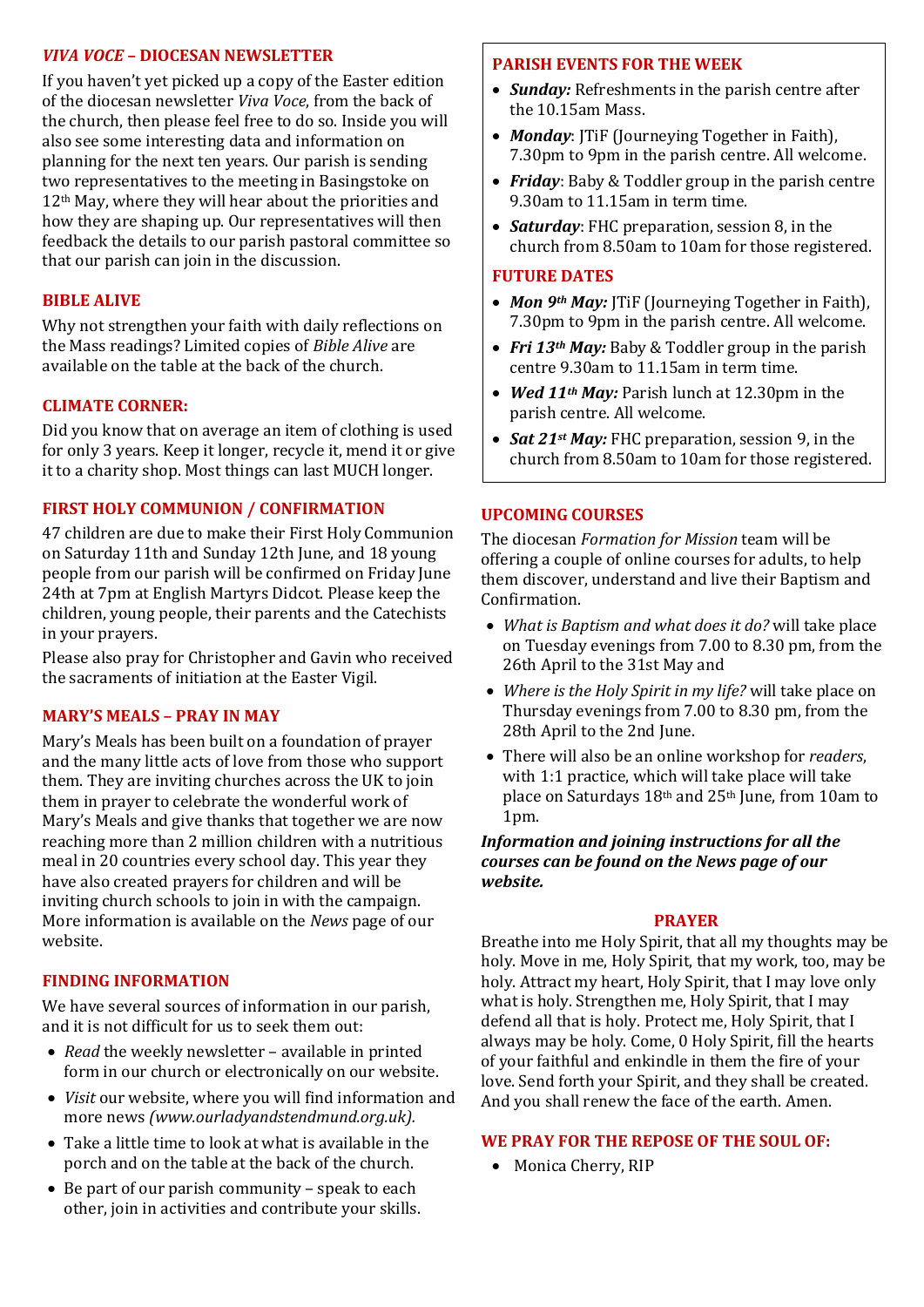## *VIVA VOCE* – DIOCESAN NEWSLETTER

If you haven't yet picked up a copy of the Easter edition of the diocesan newsletter *Viva Voce*, from the back of the church, then please feel free to do so. Inside you will also see some interesting data and information on planning for the next ten years. Our parish is sending two representatives to the meeting in Basingstoke on 12th May, where they will hear about the priorities and how they are shaping up. Our representatives will then feedback the details to our parish pastoral committee so that our parish can join in the discussion.

## BIBLE ALIVE

Why not strengthen your faith with daily reflections on the Mass readings? Limited copies of *Bible Alive* are available on the table at the back of the church.

## CLIMATE CORNER:

Did you know that on average an item of clothing is used for only 3 years. Keep it longer, recycle it, mend it or give it to a charity shop. Most things can last MUCH longer.

## FIRST HOLY COMMUNION / CONFIRMATION

47 children are due to make their First Holy Communion on Saturday 11th and Sunday 12th June, and 18 young people from our parish will be confirmed on Friday June 24th at 7pm at English Martyrs Didcot. Please keep the children, young people, their parents and the Catechists in your prayers.

Please also pray for Christopher and Gavin who received the sacraments of initiation at the Easter Vigil.

## MARY'S MEALS – PRAY IN MAY

Mary's Meals has been built on a foundation of prayer and the many little acts of love from those who support them. They are inviting churches across the UK to join them in prayer to celebrate the wonderful work of Mary's Meals and give thanks that together we are now reaching more than 2 million children with a nutritious meal in 20 countries every school day. This year they have also created prayers for children and will be inviting church schools to join in with the campaign. More information is available on the *News* page of our website.

## FINDING INFORMATION

We have several sources of information in our parish, and it is not difficult for us to seek them out:

- *Read* the weekly newsletter – available in printed form in our church or electronically on our website.
- *Visit* our website, where you will find information and more news *(www.ourladyandstendmund.org.uk).*
- Take a little time to look at what is available in the porch and on the table at the back of the church.
- Be part of our parish community – speak to each other, join in activities and contribute your skills.

## PARISH EVENTS FOR THE WEEK

- ***Sunday:*** Refreshments in the parish centre after the 10.15am Mass.
- ***Monday***: JTiF (Journeying Together in Faith), 7.30pm to 9pm in the parish centre. All welcome.
- ***Friday***: Baby & Toddler group in the parish centre 9.30am to 11.15am in term time.
- ***Saturday***: FHC preparation, session 8, in the church from 8.50am to 10am for those registered.

## FUTURE DATES

- ***Mon 9th May:*** JTiF (Journeying Together in Faith), 7.30pm to 9pm in the parish centre. All welcome.
- ***Fri 13th May:*** Baby & Toddler group in the parish centre 9.30am to 11.15am in term time.
- ***Wed 11th May:*** Parish lunch at 12.30pm in the parish centre. All welcome.
- ***Sat 21st May:*** FHC preparation, session 9, in the church from 8.50am to 10am for those registered.

## UPCOMING COURSES

The diocesan *Formation for Mission* team will be offering a couple of online courses for adults, to help them discover, understand and live their Baptism and Confirmation.

- *What is Baptism and what does it do?* will take place on Tuesday evenings from 7.00 to 8.30 pm, from the 26th April to the 31st May and
- *Where is the Holy Spirit in my life?* will take place on Thursday evenings from 7.00 to 8.30 pm, from the 28th April to the 2nd June.
- There will also be an online workshop for *readers*, with 1:1 practice, which will take place will take place on Saturdays 18th and 25th June, from 10am to 1pm.

***Information and joining instructions for all the courses can be found on the News page of our website.***

## PRAYER

Breathe into me Holy Spirit, that all my thoughts may be holy. Move in me, Holy Spirit, that my work, too, may be holy. Attract my heart, Holy Spirit, that I may love only what is holy. Strengthen me, Holy Spirit, that I may defend all that is holy. Protect me, Holy Spirit, that I always may be holy. Come, 0 Holy Spirit, fill the hearts of your faithful and enkindle in them the fire of your love. Send forth your Spirit, and they shall be created. And you shall renew the face of the earth. Amen.

## WE PRAY FOR THE REPOSE OF THE SOUL OF:

- Monica Cherry, RIP